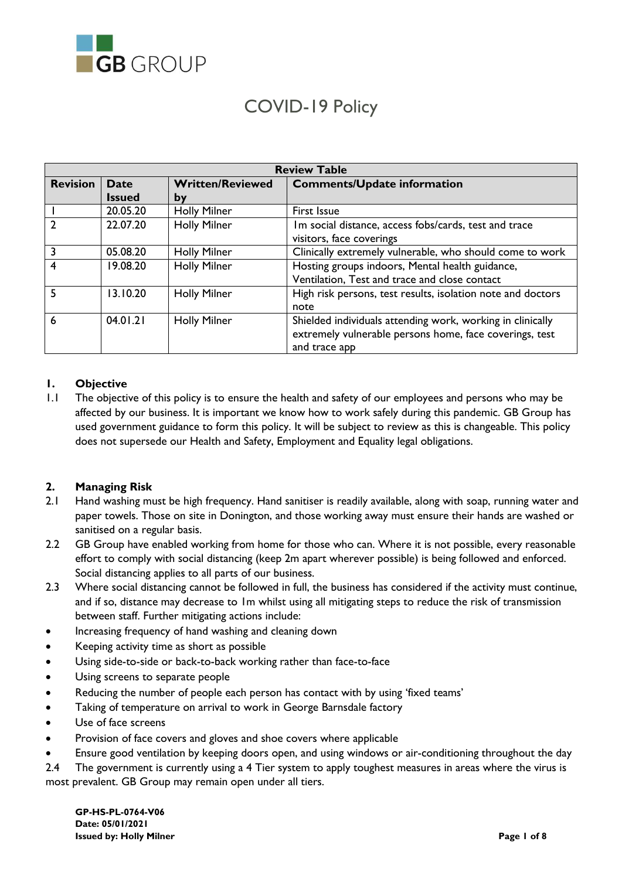GB GROUP

# COVID-19 Policy

| Review Table | | | |
|---|---|---|---|
| **Revision** | **Date Issued** | **Written/Reviewed by** | **Comments/Update information** |
| 1 | 20.05.20 | Holly Milner | First Issue |
| 2 | 22.07.20 | Holly Milner | 1m social distance, access fobs/cards, test and trace visitors, face coverings |
| 3 | 05.08.20 | Holly Milner | Clinically extremely vulnerable, who should come to work |
| 4 | 19.08.20 | Holly Milner | Hosting groups indoors, Mental health guidance, Ventilation, Test and trace and close contact |
| 5 | 13.10.20 | Holly Milner | High risk persons, test results, isolation note and doctors note |
| 6 | 04.01.21 | Holly Milner | Shielded individuals attending work, working in clinically extremely vulnerable persons home, face coverings, test and trace app |

## 1. Objective

1.1 The objective of this policy is to ensure the health and safety of our employees and persons who may be affected by our business. It is important we know how to work safely during this pandemic. GB Group has used government guidance to form this policy. It will be subject to review as this is changeable. This policy does not supersede our Health and Safety, Employment and Equality legal obligations.

## 2. Managing Risk

2.1 Hand washing must be high frequency. Hand sanitiser is readily available, along with soap, running water and paper towels. Those on site in Donington, and those working away must ensure their hands are washed or sanitised on a regular basis.

2.2 GB Group have enabled working from home for those who can. Where it is not possible, every reasonable effort to comply with social distancing (keep 2m apart wherever possible) is being followed and enforced. Social distancing applies to all parts of our business.

2.3 Where social distancing cannot be followed in full, the business has considered if the activity must continue, and if so, distance may decrease to 1m whilst using all mitigating steps to reduce the risk of transmission between staff. Further mitigating actions include:

- Increasing frequency of hand washing and cleaning down
- Keeping activity time as short as possible
- Using side-to-side or back-to-back working rather than face-to-face
- Using screens to separate people
- Reducing the number of people each person has contact with by using 'fixed teams'
- Taking of temperature on arrival to work in George Barnsdale factory
- Use of face screens
- Provision of face covers and gloves and shoe covers where applicable
- Ensure good ventilation by keeping doors open, and using windows or air-conditioning throughout the day

2.4 The government is currently using a 4 Tier system to apply toughest measures in areas where the virus is most prevalent. GB Group may remain open under all tiers.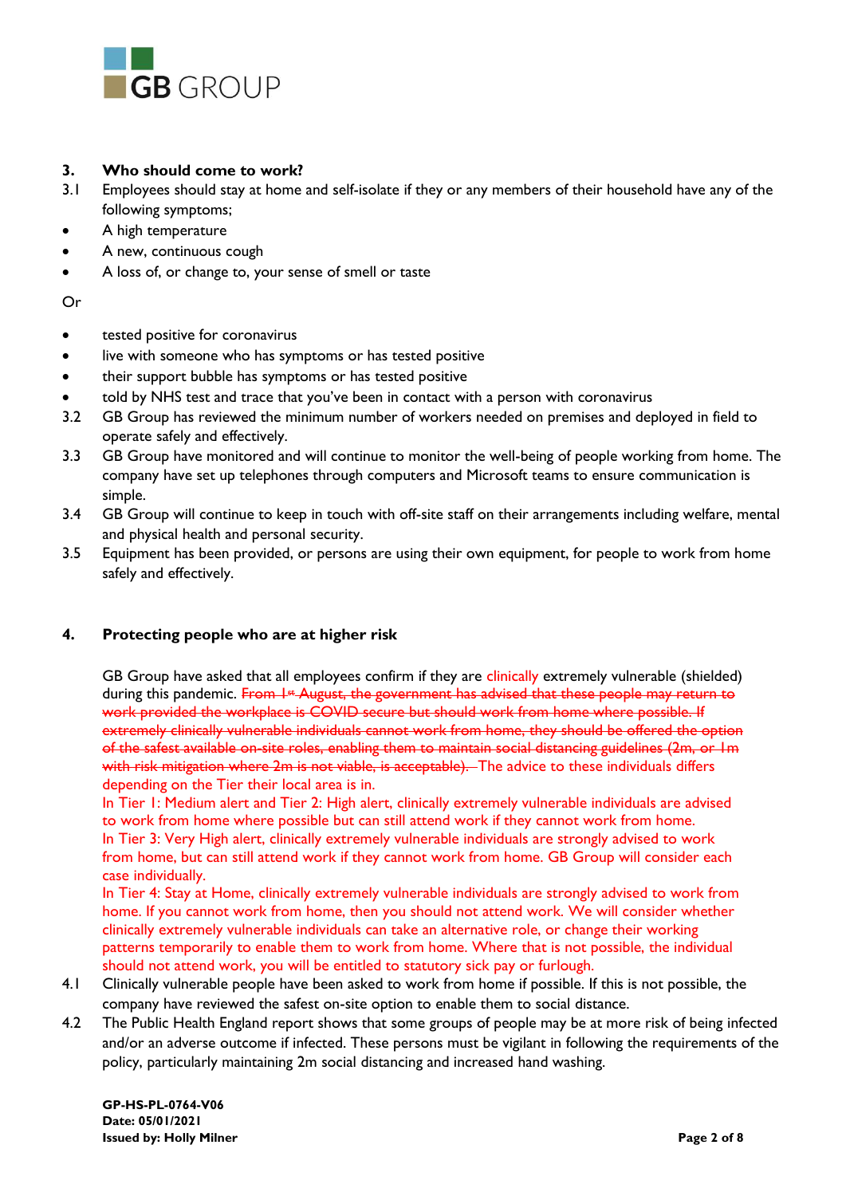## 3. Who should come to work?

3.1 Employees should stay at home and self-isolate if they or any members of their household have any of the following symptoms;

- A high temperature
- A new, continuous cough
- A loss of, or change to, your sense of smell or taste

Or

- tested positive for coronavirus
- live with someone who has symptoms or has tested positive
- their support bubble has symptoms or has tested positive
- told by NHS test and trace that you've been in contact with a person with coronavirus

3.2 GB Group has reviewed the minimum number of workers needed on premises and deployed in field to operate safely and effectively.

3.3 GB Group have monitored and will continue to monitor the well-being of people working from home. The company have set up telephones through computers and Microsoft teams to ensure communication is simple.

3.4 GB Group will continue to keep in touch with off-site staff on their arrangements including welfare, mental and physical health and personal security.

3.5 Equipment has been provided, or persons are using their own equipment, for people to work from home safely and effectively.

## 4. Protecting people who are at higher risk

GB Group have asked that all employees confirm if they are clinically extremely vulnerable (shielded) during this pandemic. ~~From 1st August, the government has advised that these people may return to work provided the workplace is COVID secure but should work from home where possible. If extremely clinically vulnerable individuals cannot work from home, they should be offered the option of the safest available on-site roles, enabling them to maintain social distancing guidelines (2m, or 1m with risk mitigation where 2m is not viable, is acceptable).~~ The advice to these individuals differs depending on the Tier their local area is in.

In Tier 1: Medium alert and Tier 2: High alert, clinically extremely vulnerable individuals are advised to work from home where possible but can still attend work if they cannot work from home.

In Tier 3: Very High alert, clinically extremely vulnerable individuals are strongly advised to work from home, but can still attend work if they cannot work from home. GB Group will consider each case individually.

In Tier 4: Stay at Home, clinically extremely vulnerable individuals are strongly advised to work from home. If you cannot work from home, then you should not attend work. We will consider whether clinically extremely vulnerable individuals can take an alternative role, or change their working patterns temporarily to enable them to work from home. Where that is not possible, the individual should not attend work, you will be entitled to statutory sick pay or furlough.

4.1 Clinically vulnerable people have been asked to work from home if possible. If this is not possible, the company have reviewed the safest on-site option to enable them to social distance.

4.2 The Public Health England report shows that some groups of people may be at more risk of being infected and/or an adverse outcome if infected. These persons must be vigilant in following the requirements of the policy, particularly maintaining 2m social distancing and increased hand washing.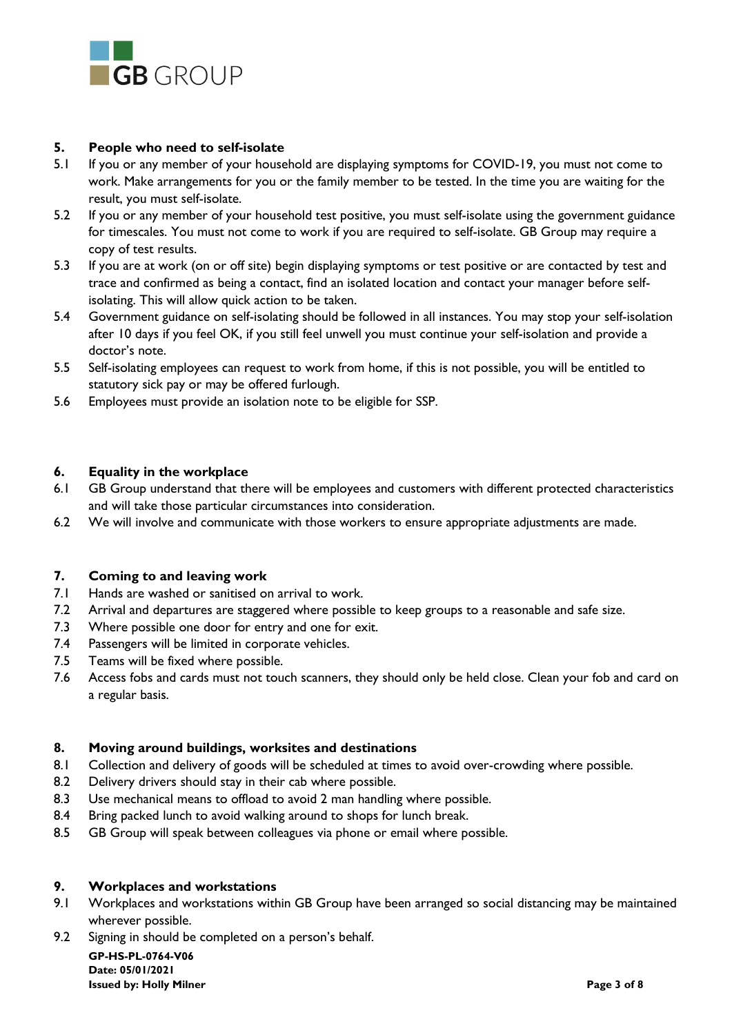## 5. People who need to self-isolate

5.1 If you or any member of your household are displaying symptoms for COVID-19, you must not come to work. Make arrangements for you or the family member to be tested. In the time you are waiting for the result, you must self-isolate.

5.2 If you or any member of your household test positive, you must self-isolate using the government guidance for timescales. You must not come to work if you are required to self-isolate. GB Group may require a copy of test results.

5.3 If you are at work (on or off site) begin displaying symptoms or test positive or are contacted by test and trace and confirmed as being a contact, find an isolated location and contact your manager before self-isolating. This will allow quick action to be taken.

5.4 Government guidance on self-isolating should be followed in all instances. You may stop your self-isolation after 10 days if you feel OK, if you still feel unwell you must continue your self-isolation and provide a doctor's note.

5.5 Self-isolating employees can request to work from home, if this is not possible, you will be entitled to statutory sick pay or may be offered furlough.

5.6 Employees must provide an isolation note to be eligible for SSP.

## 6. Equality in the workplace

6.1 GB Group understand that there will be employees and customers with different protected characteristics and will take those particular circumstances into consideration.

6.2 We will involve and communicate with those workers to ensure appropriate adjustments are made.

## 7. Coming to and leaving work

7.1 Hands are washed or sanitised on arrival to work.

7.2 Arrival and departures are staggered where possible to keep groups to a reasonable and safe size.

7.3 Where possible one door for entry and one for exit.

7.4 Passengers will be limited in corporate vehicles.

7.5 Teams will be fixed where possible.

7.6 Access fobs and cards must not touch scanners, they should only be held close. Clean your fob and card on a regular basis.

## 8. Moving around buildings, worksites and destinations

8.1 Collection and delivery of goods will be scheduled at times to avoid over-crowding where possible.

8.2 Delivery drivers should stay in their cab where possible.

8.3 Use mechanical means to offload to avoid 2 man handling where possible.

8.4 Bring packed lunch to avoid walking around to shops for lunch break.

8.5 GB Group will speak between colleagues via phone or email where possible.

## 9. Workplaces and workstations

9.1 Workplaces and workstations within GB Group have been arranged so social distancing may be maintained wherever possible.

9.2 Signing in should be completed on a person's behalf.

**GP-HS-PL-0764-V06**
**Date: 05/01/2021**
**Issued by: Holly Milner**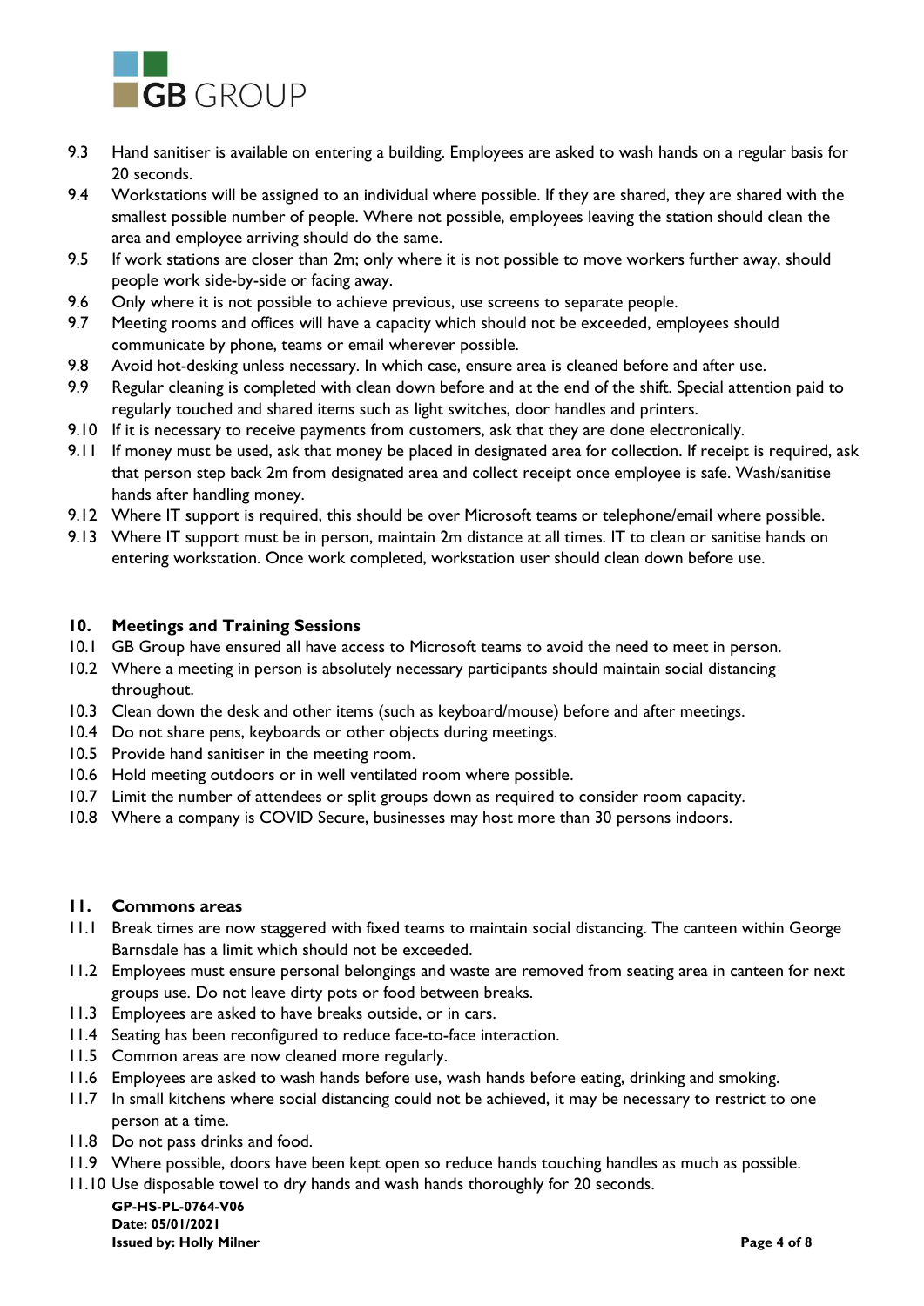9.3 Hand sanitiser is available on entering a building. Employees are asked to wash hands on a regular basis for 20 seconds.

9.4 Workstations will be assigned to an individual where possible. If they are shared, they are shared with the smallest possible number of people. Where not possible, employees leaving the station should clean the area and employee arriving should do the same.

9.5 If work stations are closer than 2m; only where it is not possible to move workers further away, should people work side-by-side or facing away.

9.6 Only where it is not possible to achieve previous, use screens to separate people.

9.7 Meeting rooms and offices will have a capacity which should not be exceeded, employees should communicate by phone, teams or email wherever possible.

9.8 Avoid hot-desking unless necessary. In which case, ensure area is cleaned before and after use.

9.9 Regular cleaning is completed with clean down before and at the end of the shift. Special attention paid to regularly touched and shared items such as light switches, door handles and printers.

9.10 If it is necessary to receive payments from customers, ask that they are done electronically.

9.11 If money must be used, ask that money be placed in designated area for collection. If receipt is required, ask that person step back 2m from designated area and collect receipt once employee is safe. Wash/sanitise hands after handling money.

9.12 Where IT support is required, this should be over Microsoft teams or telephone/email where possible.

9.13 Where IT support must be in person, maintain 2m distance at all times. IT to clean or sanitise hands on entering workstation. Once work completed, workstation user should clean down before use.

## 10. Meetings and Training Sessions

10.1 GB Group have ensured all have access to Microsoft teams to avoid the need to meet in person.

10.2 Where a meeting in person is absolutely necessary participants should maintain social distancing throughout.

10.3 Clean down the desk and other items (such as keyboard/mouse) before and after meetings.

10.4 Do not share pens, keyboards or other objects during meetings.

10.5 Provide hand sanitiser in the meeting room.

10.6 Hold meeting outdoors or in well ventilated room where possible.

10.7 Limit the number of attendees or split groups down as required to consider room capacity.

10.8 Where a company is COVID Secure, businesses may host more than 30 persons indoors.

## 11. Commons areas

11.1 Break times are now staggered with fixed teams to maintain social distancing. The canteen within George Barnsdale has a limit which should not be exceeded.

11.2 Employees must ensure personal belongings and waste are removed from seating area in canteen for next groups use. Do not leave dirty pots or food between breaks.

11.3 Employees are asked to have breaks outside, or in cars.

11.4 Seating has been reconfigured to reduce face-to-face interaction.

11.5 Common areas are now cleaned more regularly.

11.6 Employees are asked to wash hands before use, wash hands before eating, drinking and smoking.

11.7 In small kitchens where social distancing could not be achieved, it may be necessary to restrict to one person at a time.

11.8 Do not pass drinks and food.

11.9 Where possible, doors have been kept open so reduce hands touching handles as much as possible.

11.10 Use disposable towel to dry hands and wash hands thoroughly for 20 seconds.

**GP-HS-PL-0764-V06**
**Date: 05/01/2021**
**Issued by: Holly Milner**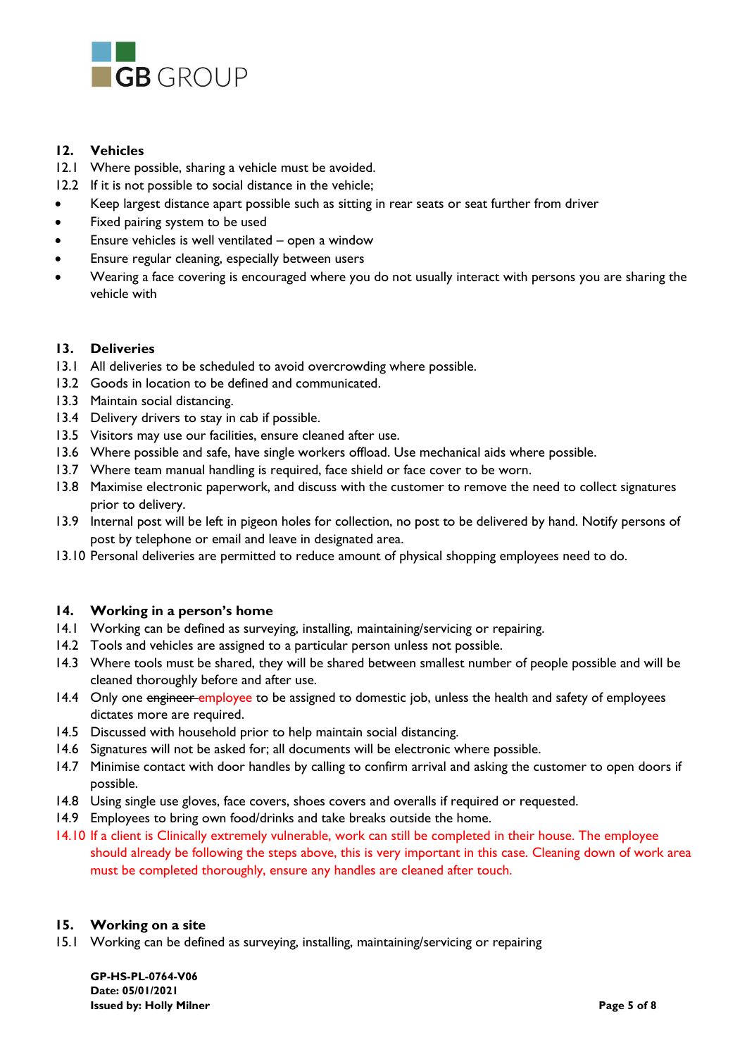## 12. Vehicles

12.1 Where possible, sharing a vehicle must be avoided.

12.2 If it is not possible to social distance in the vehicle;

- Keep largest distance apart possible such as sitting in rear seats or seat further from driver
- Fixed pairing system to be used
- Ensure vehicles is well ventilated – open a window
- Ensure regular cleaning, especially between users
- Wearing a face covering is encouraged where you do not usually interact with persons you are sharing the vehicle with

## 13. Deliveries

13.1 All deliveries to be scheduled to avoid overcrowding where possible.

13.2 Goods in location to be defined and communicated.

13.3 Maintain social distancing.

13.4 Delivery drivers to stay in cab if possible.

13.5 Visitors may use our facilities, ensure cleaned after use.

13.6 Where possible and safe, have single workers offload. Use mechanical aids where possible.

13.7 Where team manual handling is required, face shield or face cover to be worn.

13.8 Maximise electronic paperwork, and discuss with the customer to remove the need to collect signatures prior to delivery.

13.9 Internal post will be left in pigeon holes for collection, no post to be delivered by hand. Notify persons of post by telephone or email and leave in designated area.

13.10 Personal deliveries are permitted to reduce amount of physical shopping employees need to do.

## 14. Working in a person's home

14.1 Working can be defined as surveying, installing, maintaining/servicing or repairing.

14.2 Tools and vehicles are assigned to a particular person unless not possible.

14.3 Where tools must be shared, they will be shared between smallest number of people possible and will be cleaned thoroughly before and after use.

14.4 Only one ~~engineer~~ employee to be assigned to domestic job, unless the health and safety of employees dictates more are required.

14.5 Discussed with household prior to help maintain social distancing.

14.6 Signatures will not be asked for; all documents will be electronic where possible.

14.7 Minimise contact with door handles by calling to confirm arrival and asking the customer to open doors if possible.

14.8 Using single use gloves, face covers, shoes covers and overalls if required or requested.

14.9 Employees to bring own food/drinks and take breaks outside the home.

14.10 If a client is Clinically extremely vulnerable, work can still be completed in their house. The employee should already be following the steps above, this is very important in this case. Cleaning down of work area must be completed thoroughly, ensure any handles are cleaned after touch.

## 15. Working on a site

15.1 Working can be defined as surveying, installing, maintaining/servicing or repairing

**GP-HS-PL-0764-V06**
**Date: 05/01/2021**
**Issued by: Holly Milner**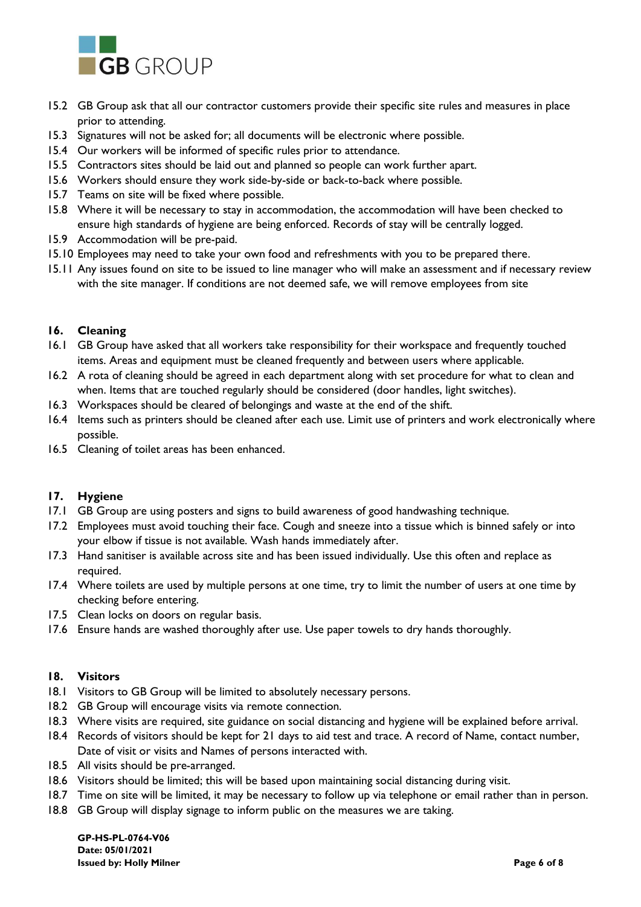15.2 GB Group ask that all our contractor customers provide their specific site rules and measures in place prior to attending.

15.3 Signatures will not be asked for; all documents will be electronic where possible.

15.4 Our workers will be informed of specific rules prior to attendance.

15.5 Contractors sites should be laid out and planned so people can work further apart.

15.6 Workers should ensure they work side-by-side or back-to-back where possible.

15.7 Teams on site will be fixed where possible.

15.8 Where it will be necessary to stay in accommodation, the accommodation will have been checked to ensure high standards of hygiene are being enforced. Records of stay will be centrally logged.

15.9 Accommodation will be pre-paid.

15.10 Employees may need to take your own food and refreshments with you to be prepared there.

15.11 Any issues found on site to be issued to line manager who will make an assessment and if necessary review with the site manager. If conditions are not deemed safe, we will remove employees from site

## 16. Cleaning

16.1 GB Group have asked that all workers take responsibility for their workspace and frequently touched items. Areas and equipment must be cleaned frequently and between users where applicable.

16.2 A rota of cleaning should be agreed in each department along with set procedure for what to clean and when. Items that are touched regularly should be considered (door handles, light switches).

16.3 Workspaces should be cleared of belongings and waste at the end of the shift.

16.4 Items such as printers should be cleaned after each use. Limit use of printers and work electronically where possible.

16.5 Cleaning of toilet areas has been enhanced.

## 17. Hygiene

17.1 GB Group are using posters and signs to build awareness of good handwashing technique.

17.2 Employees must avoid touching their face. Cough and sneeze into a tissue which is binned safely or into your elbow if tissue is not available. Wash hands immediately after.

17.3 Hand sanitiser is available across site and has been issued individually. Use this often and replace as required.

17.4 Where toilets are used by multiple persons at one time, try to limit the number of users at one time by checking before entering.

17.5 Clean locks on doors on regular basis.

17.6 Ensure hands are washed thoroughly after use. Use paper towels to dry hands thoroughly.

## 18. Visitors

18.1 Visitors to GB Group will be limited to absolutely necessary persons.

18.2 GB Group will encourage visits via remote connection.

18.3 Where visits are required, site guidance on social distancing and hygiene will be explained before arrival.

18.4 Records of visitors should be kept for 21 days to aid test and trace. A record of Name, contact number, Date of visit or visits and Names of persons interacted with.

18.5 All visits should be pre-arranged.

18.6 Visitors should be limited; this will be based upon maintaining social distancing during visit.

18.7 Time on site will be limited, it may be necessary to follow up via telephone or email rather than in person.

18.8 GB Group will display signage to inform public on the measures we are taking.

**GP-HS-PL-0764-V06**
**Date: 05/01/2021**
**Issued by: Holly Milner**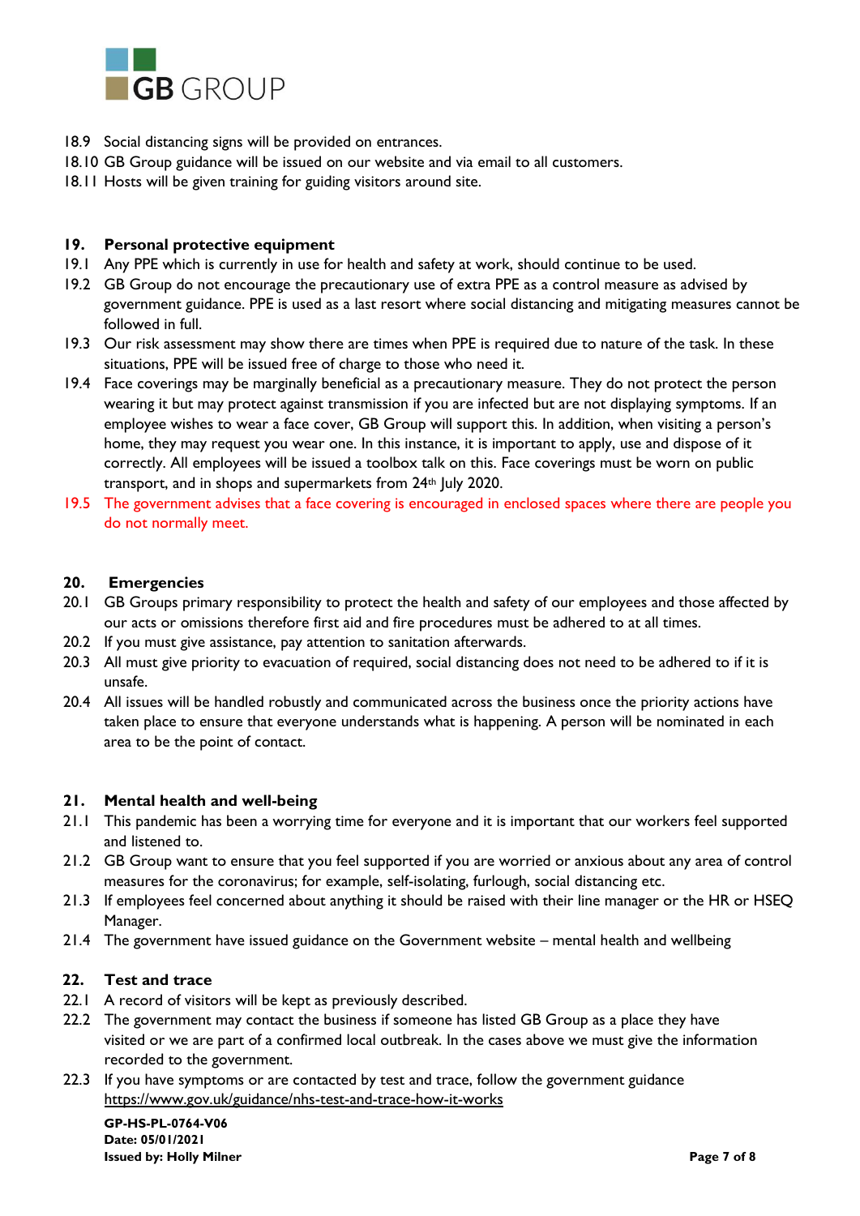18.9 Social distancing signs will be provided on entrances.

18.10 GB Group guidance will be issued on our website and via email to all customers.

18.11 Hosts will be given training for guiding visitors around site.

## 19. Personal protective equipment

19.1 Any PPE which is currently in use for health and safety at work, should continue to be used.

19.2 GB Group do not encourage the precautionary use of extra PPE as a control measure as advised by government guidance. PPE is used as a last resort where social distancing and mitigating measures cannot be followed in full.

19.3 Our risk assessment may show there are times when PPE is required due to nature of the task. In these situations, PPE will be issued free of charge to those who need it.

19.4 Face coverings may be marginally beneficial as a precautionary measure. They do not protect the person wearing it but may protect against transmission if you are infected but are not displaying symptoms. If an employee wishes to wear a face cover, GB Group will support this. In addition, when visiting a person's home, they may request you wear one. In this instance, it is important to apply, use and dispose of it correctly. All employees will be issued a toolbox talk on this. Face coverings must be worn on public transport, and in shops and supermarkets from 24th July 2020.

19.5 The government advises that a face covering is encouraged in enclosed spaces where there are people you do not normally meet.

## 20. Emergencies

20.1 GB Groups primary responsibility to protect the health and safety of our employees and those affected by our acts or omissions therefore first aid and fire procedures must be adhered to at all times.

20.2 If you must give assistance, pay attention to sanitation afterwards.

20.3 All must give priority to evacuation of required, social distancing does not need to be adhered to if it is unsafe.

20.4 All issues will be handled robustly and communicated across the business once the priority actions have taken place to ensure that everyone understands what is happening. A person will be nominated in each area to be the point of contact.

## 21. Mental health and well-being

21.1 This pandemic has been a worrying time for everyone and it is important that our workers feel supported and listened to.

21.2 GB Group want to ensure that you feel supported if you are worried or anxious about any area of control measures for the coronavirus; for example, self-isolating, furlough, social distancing etc.

21.3 If employees feel concerned about anything it should be raised with their line manager or the HR or HSEQ Manager.

21.4 The government have issued guidance on the Government website – mental health and wellbeing

## 22. Test and trace

22.1 A record of visitors will be kept as previously described.

22.2 The government may contact the business if someone has listed GB Group as a place they have visited or we are part of a confirmed local outbreak. In the cases above we must give the information recorded to the government.

22.3 If you have symptoms or are contacted by test and trace, follow the government guidance https://www.gov.uk/guidance/nhs-test-and-trace-how-it-works

**GP-HS-PL-0764-V06**
**Date: 05/01/2021**
**Issued by: Holly Milner**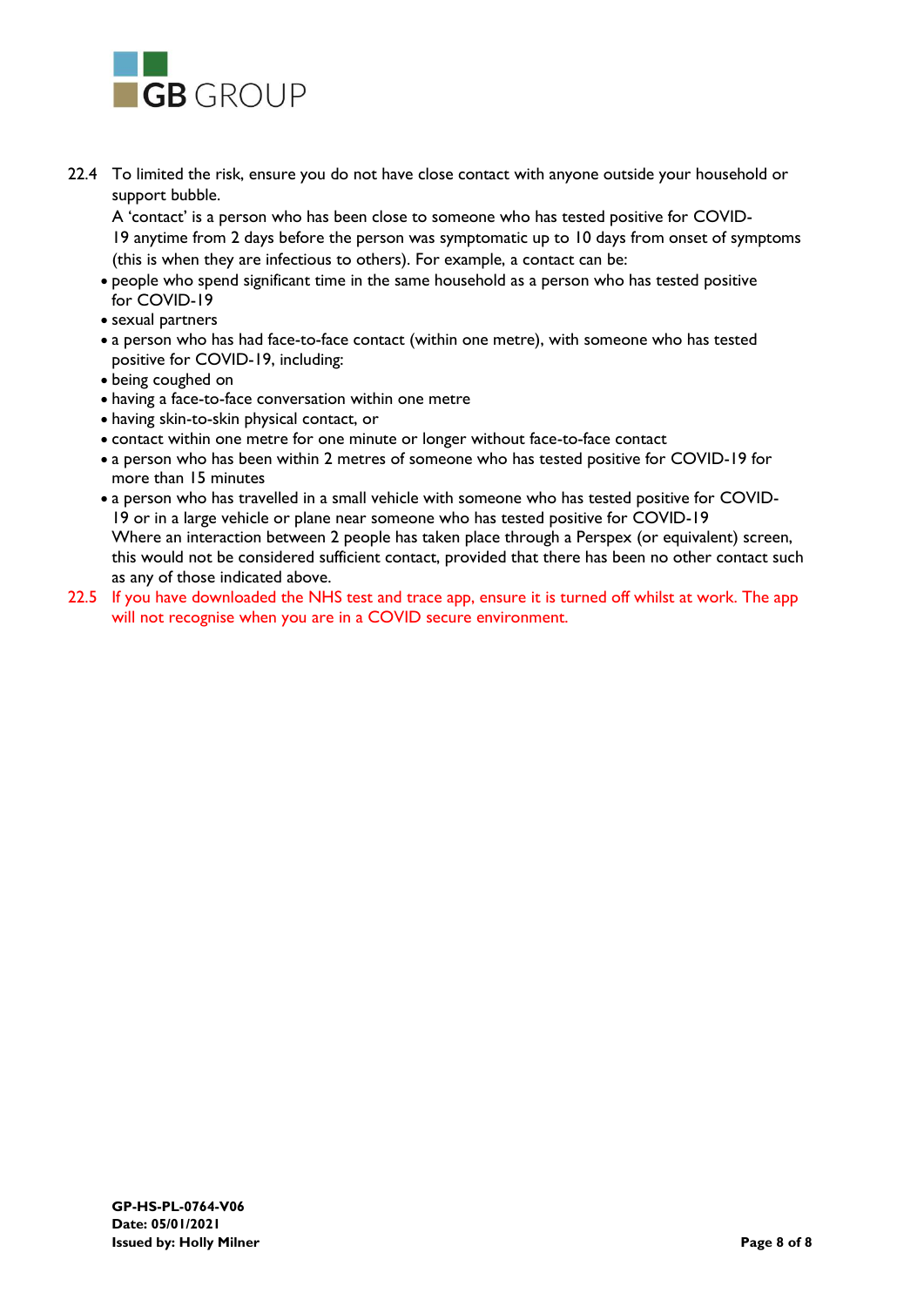22.4 To limited the risk, ensure you do not have close contact with anyone outside your household or support bubble.

A 'contact' is a person who has been close to someone who has tested positive for COVID-19 anytime from 2 days before the person was symptomatic up to 10 days from onset of symptoms (this is when they are infectious to others). For example, a contact can be:

- people who spend significant time in the same household as a person who has tested positive for COVID-19
- sexual partners
- a person who has had face-to-face contact (within one metre), with someone who has tested positive for COVID-19, including:
- being coughed on
- having a face-to-face conversation within one metre
- having skin-to-skin physical contact, or
- contact within one metre for one minute or longer without face-to-face contact
- a person who has been within 2 metres of someone who has tested positive for COVID-19 for more than 15 minutes
- a person who has travelled in a small vehicle with someone who has tested positive for COVID-19 or in a large vehicle or plane near someone who has tested positive for COVID-19

Where an interaction between 2 people has taken place through a Perspex (or equivalent) screen, this would not be considered sufficient contact, provided that there has been no other contact such as any of those indicated above.

22.5 If you have downloaded the NHS test and trace app, ensure it is turned off whilst at work. The app will not recognise when you are in a COVID secure environment.